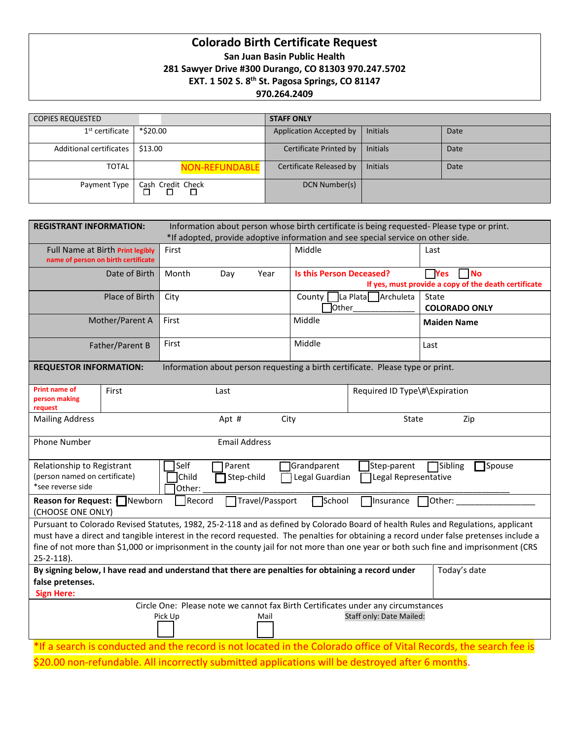# Colorado Birth Certificate Request

**San Juan Basin Public Health**
**281 Sawyer Drive #300 Durango, CO 81303 970.247.5702**
**EXT. 1 502 S. 8th St. Pagosa Springs, CO 81147**
**970.264.2409**

| COPIES REQUESTED | | STAFF ONLY | | |
|---|---|---|---|---|
| 1st certificate | *$20.00 | Application Accepted by | Initials | Date |
| Additional certificates | $13.00 | Certificate Printed by | Initials | Date |
| TOTAL | NON-REFUNDABLE | Certificate Released by | Initials | Date |
| Payment Type | Cash ☐ Credit ☐ Check ☐ | DCN Number(s) | | |

| **REGISTRANT INFORMATION:** | Information about person whose birth certificate is being requested- Please type or print. *If adopted, provide adoptive information and see special service on other side. | | |
|---|---|---|---|
| Full Name at Birth Print legibly name of person on birth certificate | First | Middle | Last |
| Date of Birth | Month Day Year | Is this Person Deceased? ☐Yes ☐No If yes, must provide a copy of the death certificate | |
| Place of Birth | City | County ☐La Plata ☐Archuleta ☐Other_____________ | State **COLORADO ONLY** |
| Mother/Parent A | First | Middle | **Maiden Name** |
| Father/Parent B | First | Middle | Last |

| **REQUESTOR INFORMATION:** | Information about person requesting a birth certificate. Please type or print. | | |
|---|---|---|---|
| Print name of person making request | First | Last | Required ID Type\#\Expiration |
| Mailing Address | Apt # | City | State Zip |
| Phone Number | Email Address | | |

Relationship to Registrant (person named on certificate) *see reverse side: ☐Self ☐Parent ☐Grandparent ☐Step-parent ☐Sibling ☐Spouse ☐Child ☐Step-child ☐Legal Guardian ☐Legal Representative ☐Other: ________________________________

**Reason for Request:** (CHOOSE ONE ONLY) ☐Newborn ☐Record ☐Travel/Passport ☐School ☐Insurance ☐Other: _________________

Pursuant to Colorado Revised Statutes, 1982, 25-2-118 and as defined by Colorado Board of health Rules and Regulations, applicant must have a direct and tangible interest in the record requested. The penalties for obtaining a record under false pretenses include a fine of not more than $1,000 or imprisonment in the county jail for not more than one year or both such fine and imprisonment (CRS 25-2-118).

**By signing below, I have read and understand that there are penalties for obtaining a record under false pretenses.**
**Sign Here:** Today's date

Circle One: Please note we cannot fax Birth Certificates under any circumstances

Pick Up ☐ Mail ☐ Staff only: Date Mailed:

*If a search is conducted and the record is not located in the Colorado office of Vital Records, the search fee is $20.00 non-refundable. All incorrectly submitted applications will be destroyed after 6 months.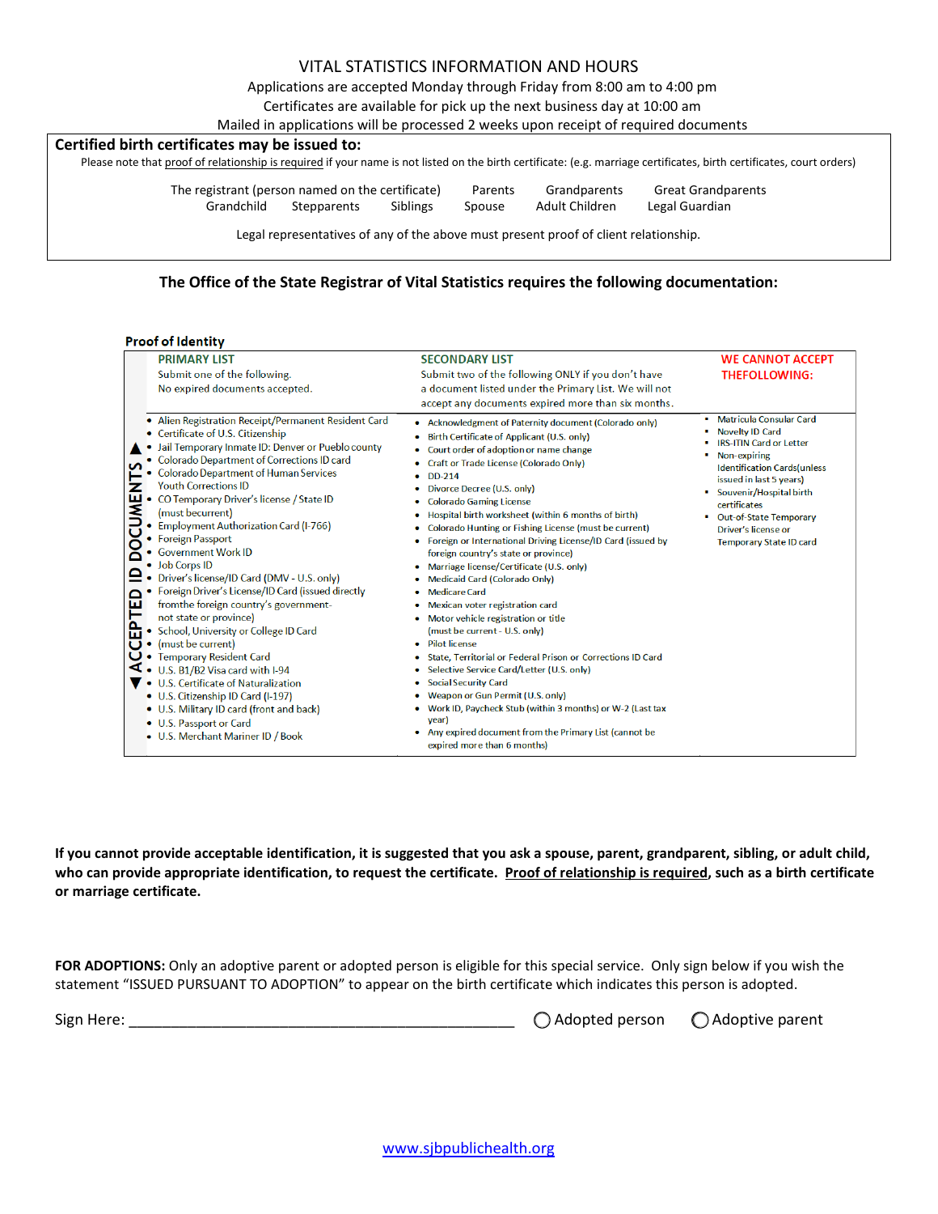# VITAL STATISTICS INFORMATION AND HOURS

Applications are accepted Monday through Friday from 8:00 am to 4:00 pm

Certificates are available for pick up the next business day at 10:00 am

Mailed in applications will be processed 2 weeks upon receipt of required documents

**Certified birth certificates may be issued to:**

Please note that proof of relationship is required if your name is not listed on the birth certificate: (e.g. marriage certificates, birth certificates, court orders)

The registrant (person named on the certificate) Parents Grandparents Great Grandparents Grandchild Stepparents Siblings Spouse Adult Children Legal Guardian

Legal representatives of any of the above must present proof of client relationship.

**The Office of the State Registrar of Vital Statistics requires the following documentation:**

**Proof of Identity**

| PRIMARY LIST<br>Submit one of the following.<br>No expired documents accepted. | SECONDARY LIST<br>Submit two of the following ONLY if you don't have a document listed under the Primary List. We will not accept any documents expired more than six months. | WE CANNOT ACCEPT THEFOLLOWING: |
|---|---|---|
| • Alien Registration Receipt/Permanent Resident Card<br>• Certificate of U.S. Citizenship<br>• Jail Temporary Inmate ID: Denver or Pueblo county<br>• Colorado Department of Corrections ID card<br>• Colorado Department of Human Services Youth Corrections ID<br>• CO Temporary Driver's license / State ID (must becurrent)<br>• Employment Authorization Card (I-766)<br>• Foreign Passport<br>• Government Work ID<br>• Job Corps ID<br>• Driver's license/ID Card (DMV - U.S. only)<br>• Foreign Driver's License/ID Card (issued directly fromthe foreign country's government- not state or province)<br>• School, University or College ID Card<br>• (must be current)<br>• Temporary Resident Card<br>• U.S. B1/B2 Visa card with I-94<br>• U.S. Certificate of Naturalization<br>• U.S. Citizenship ID Card (I-197)<br>• U.S. Military ID card (front and back)<br>• U.S. Passport or Card<br>• U.S. Merchant Mariner ID / Book | • Acknowledgment of Paternity document (Colorado only)<br>• Birth Certificate of Applicant (U.S. only)<br>• Court order of adoption or name change<br>• Craft or Trade License (Colorado Only)<br>• DD-214<br>• Divorce Decree (U.S. only)<br>• Colorado Gaming License<br>• Hospital birth worksheet (within 6 months of birth)<br>• Colorado Hunting or Fishing License (must be current)<br>• Foreign or International Driving License/ID Card (issued by foreign country's state or province)<br>• Marriage license/Certificate (U.S. only)<br>• Medicaid Card (Colorado Only)<br>• Medicare Card<br>• Mexican voter registration card<br>• Motor vehicle registration or title (must be current - U.S. only)<br>• Pilot license<br>• State, Territorial or Federal Prison or Corrections ID Card<br>• Selective Service Card/Letter (U.S. only)<br>• Social Security Card<br>• Weapon or Gun Permit (U.S. only)<br>• Work ID, Paycheck Stub (within 3 months) or W-2 (Last tax year)<br>• Any expired document from the Primary List (cannot be expired more than 6 months) | • Matricula Consular Card<br>• Novelty ID Card<br>• IRS-ITIN Card or Letter<br>• Non-expiring Identification Cards(unless issued in last 5 years)<br>• Souvenir/Hospital birth certificates<br>• Out-of-State Temporary Driver's license or Temporary State ID card |

**If you cannot provide acceptable identification, it is suggested that you ask a spouse, parent, grandparent, sibling, or adult child, who can provide appropriate identification, to request the certificate. Proof of relationship is required, such as a birth certificate or marriage certificate.**

**FOR ADOPTIONS:** Only an adoptive parent or adopted person is eligible for this special service. Only sign below if you wish the statement "ISSUED PURSUANT TO ADOPTION" to appear on the birth certificate which indicates this person is adopted.

Sign Here: ________________________________________ ◯ Adopted person ◯ Adoptive parent

www.sjbpublichealth.org